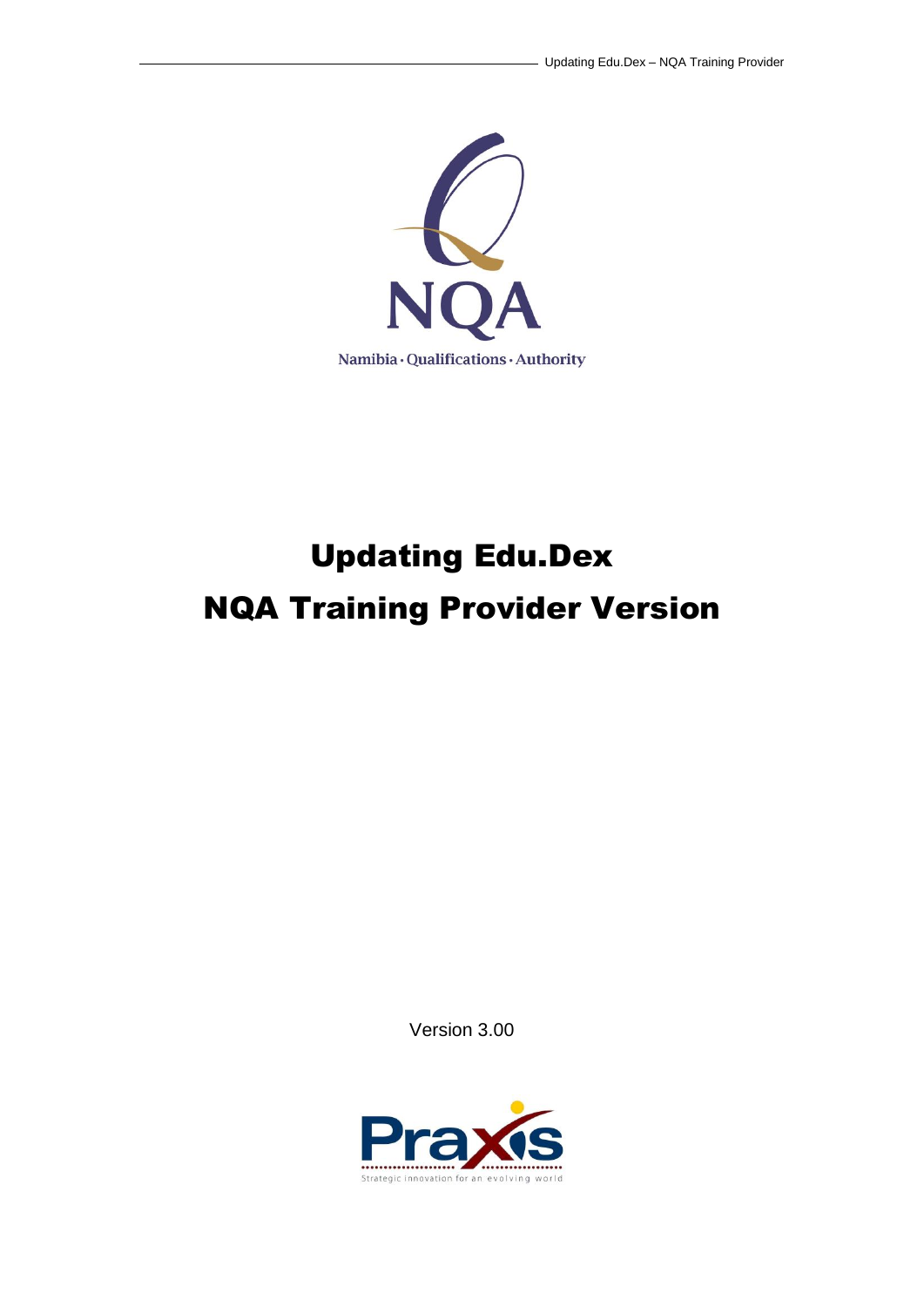# Updating Edu.Dex

# NQA Training Provider Version

Version 3.00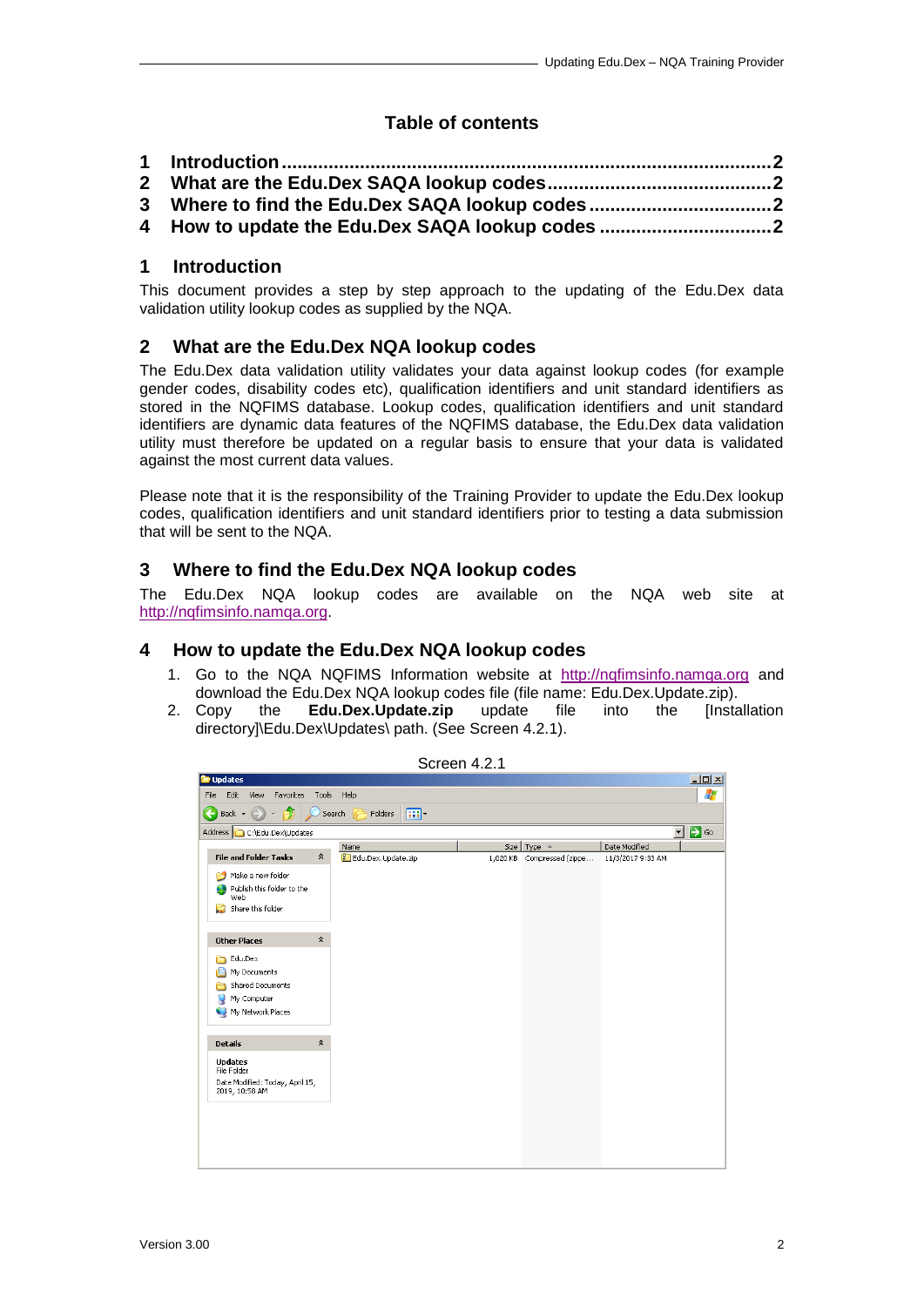## Table of contents

1 Introduction ........................................................................................ 2
2 What are the Edu.Dex SAQA lookup codes ........................................ 2
3 Where to find the Edu.Dex SAQA lookup codes .................................. 2
4 How to update the Edu.Dex SAQA lookup codes ................................ 2

# 1 Introduction

This document provides a step by step approach to the updating of the Edu.Dex data validation utility lookup codes as supplied by the NQA.

# 2 What are the Edu.Dex NQA lookup codes

The Edu.Dex data validation utility validates your data against lookup codes (for example gender codes, disability codes etc), qualification identifiers and unit standard identifiers as stored in the NQFIMS database. Lookup codes, qualification identifiers and unit standard identifiers are dynamic data features of the NQFIMS database, the Edu.Dex data validation utility must therefore be updated on a regular basis to ensure that your data is validated against the most current data values.

Please note that it is the responsibility of the Training Provider to update the Edu.Dex lookup codes, qualification identifiers and unit standard identifiers prior to testing a data submission that will be sent to the NQA.

# 3 Where to find the Edu.Dex NQA lookup codes

The Edu.Dex NQA lookup codes are available on the NQA web site at http://nqfimsinfo.namqa.org.

# 4 How to update the Edu.Dex NQA lookup codes

1. Go to the NQA NQFIMS Information website at http://nqfimsinfo.namqa.org and download the Edu.Dex NQA lookup codes file (file name: Edu.Dex.Update.zip).
2. Copy the **Edu.Dex.Update.zip** update file into the [Installation directory]\Edu.Dex\Updates\ path. (See Screen 4.2.1).

Screen 4.2.1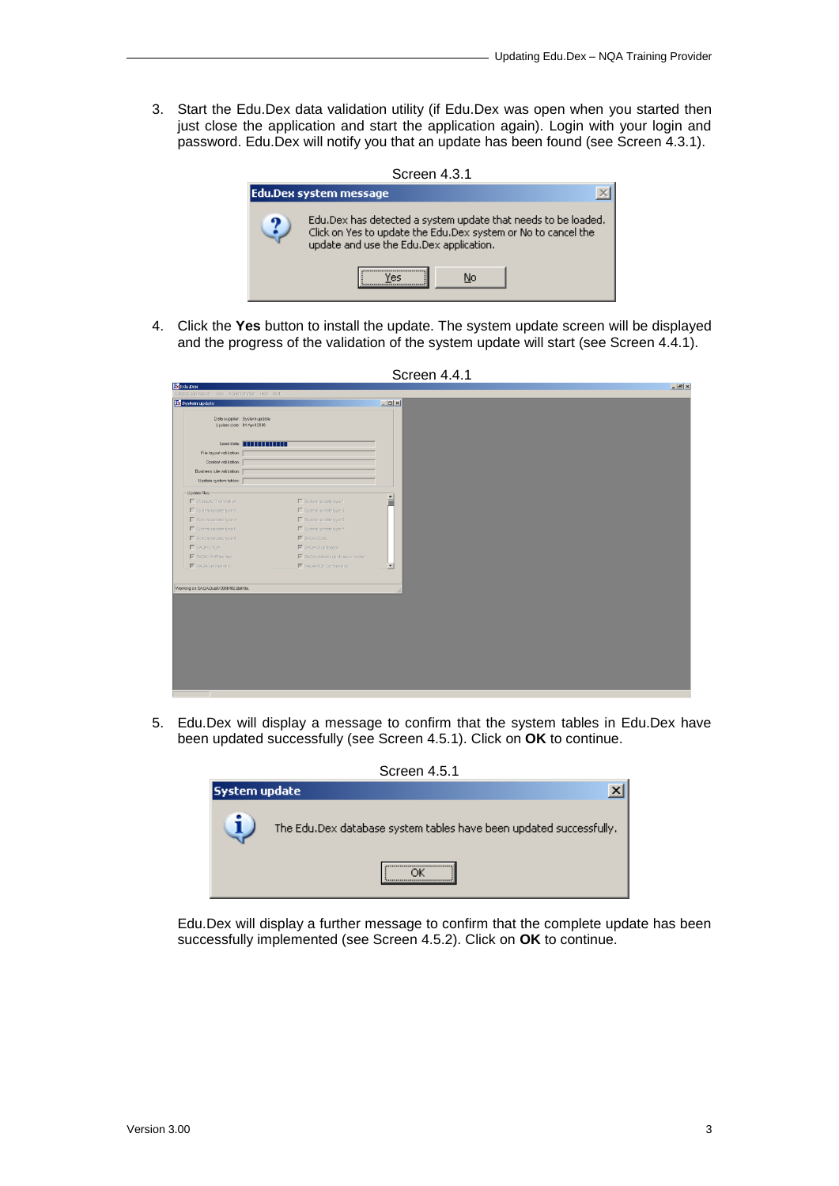3. Start the Edu.Dex data validation utility (if Edu.Dex was open when you started then just close the application and start the application again). Login with your login and password. Edu.Dex will notify you that an update has been found (see Screen 4.3.1).

Screen 4.3.1

4. Click the **Yes** button to install the update. The system update screen will be displayed and the progress of the validation of the system update will start (see Screen 4.4.1).

Screen 4.4.1

5. Edu.Dex will display a message to confirm that the system tables in Edu.Dex have been updated successfully (see Screen 4.5.1). Click on **OK** to continue.

Screen 4.5.1

Edu.Dex will display a further message to confirm that the complete update has been successfully implemented (see Screen 4.5.2). Click on **OK** to continue.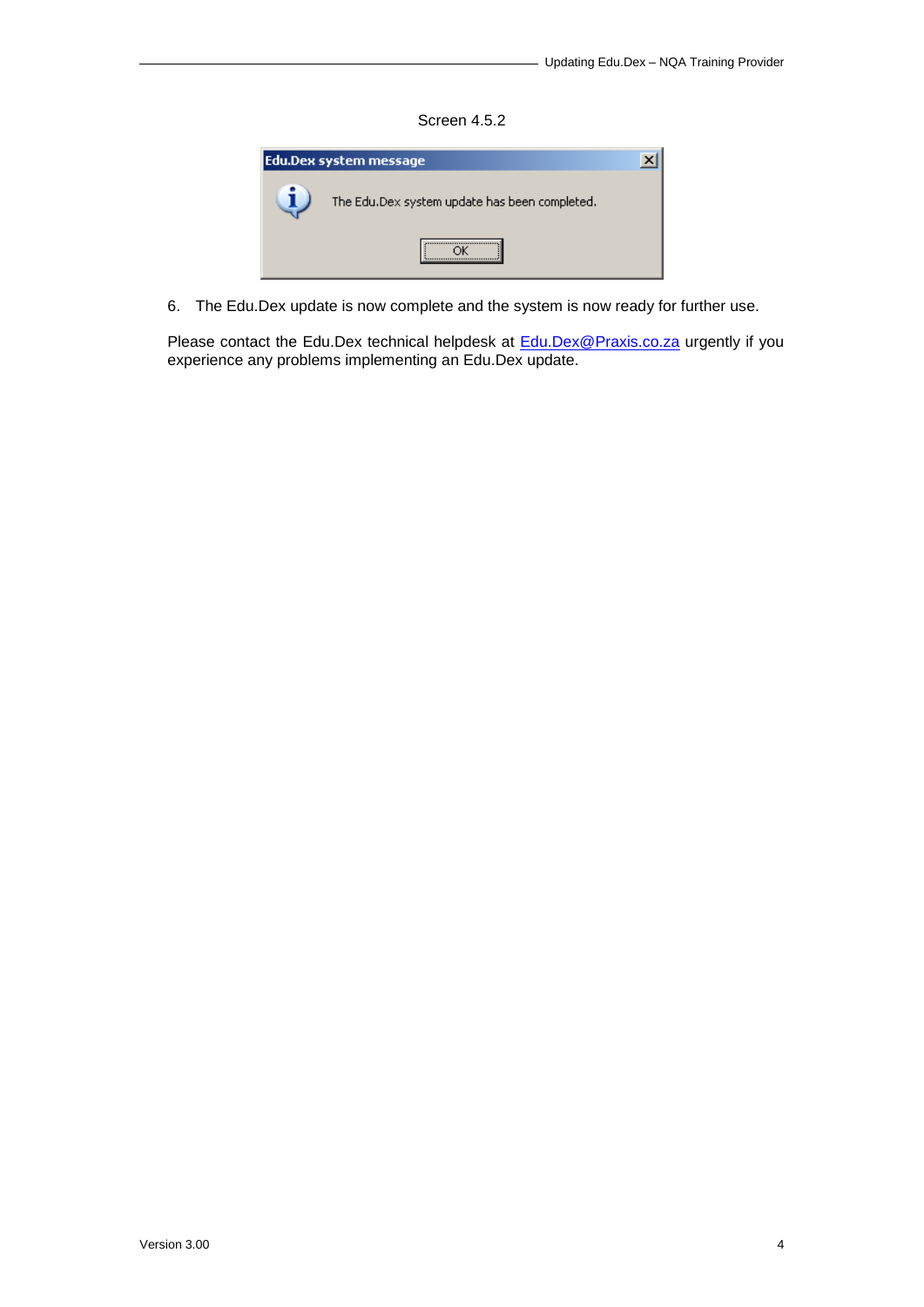Screen 4.5.2

Edu.Dex system message

The Edu.Dex system update has been completed.

OK

6. The Edu.Dex update is now complete and the system is now ready for further use.

Please contact the Edu.Dex technical helpdesk at Edu.Dex@Praxis.co.za urgently if you experience any problems implementing an Edu.Dex update.